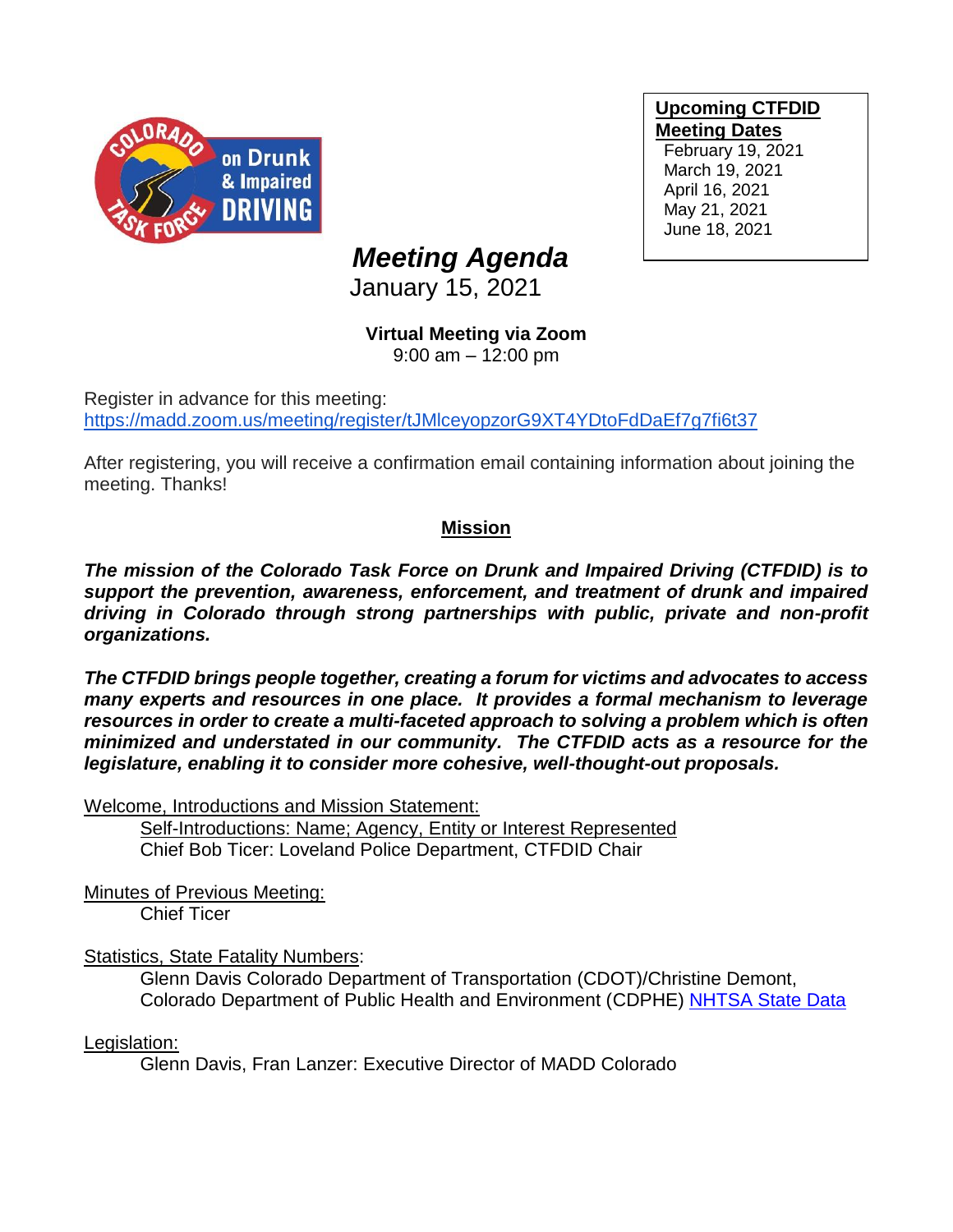**Upcoming CTFDID Meeting Dates**

February 19, 2021
March 19, 2021
April 16, 2021
May 21, 2021
June 18, 2021

# *Meeting Agenda*

January 15, 2021

**Virtual Meeting via Zoom**
9:00 am – 12:00 pm

Register in advance for this meeting:
[https://madd.zoom.us/meeting/register/tJMlceyopzorG9XT4YDtoFdDaEf7g7fi6t37](https://madd.zoom.us/meeting/register/tJMlceyopzorG9XT4YDtoFdDaEf7g7fi6t37)

After registering, you will receive a confirmation email containing information about joining the meeting. Thanks!

## Mission

***The mission of the Colorado Task Force on Drunk and Impaired Driving (CTFDID) is to support the prevention, awareness, enforcement, and treatment of drunk and impaired driving in Colorado through strong partnerships with public, private and non-profit organizations.***

***The CTFDID brings people together, creating a forum for victims and advocates to access many experts and resources in one place. It provides a formal mechanism to leverage resources in order to create a multi-faceted approach to solving a problem which is often minimized and understated in our community. The CTFDID acts as a resource for the legislature, enabling it to consider more cohesive, well-thought-out proposals.***

Welcome, Introductions and Mission Statement:
- Self-Introductions: Name; Agency, Entity or Interest Represented
- Chief Bob Ticer: Loveland Police Department, CTFDID Chair

Minutes of Previous Meeting:
- Chief Ticer

Statistics, State Fatality Numbers:
- Glenn Davis Colorado Department of Transportation (CDOT)/Christine Demont, Colorado Department of Public Health and Environment (CDPHE) NHTSA State Data

Legislation:
- Glenn Davis, Fran Lanzer: Executive Director of MADD Colorado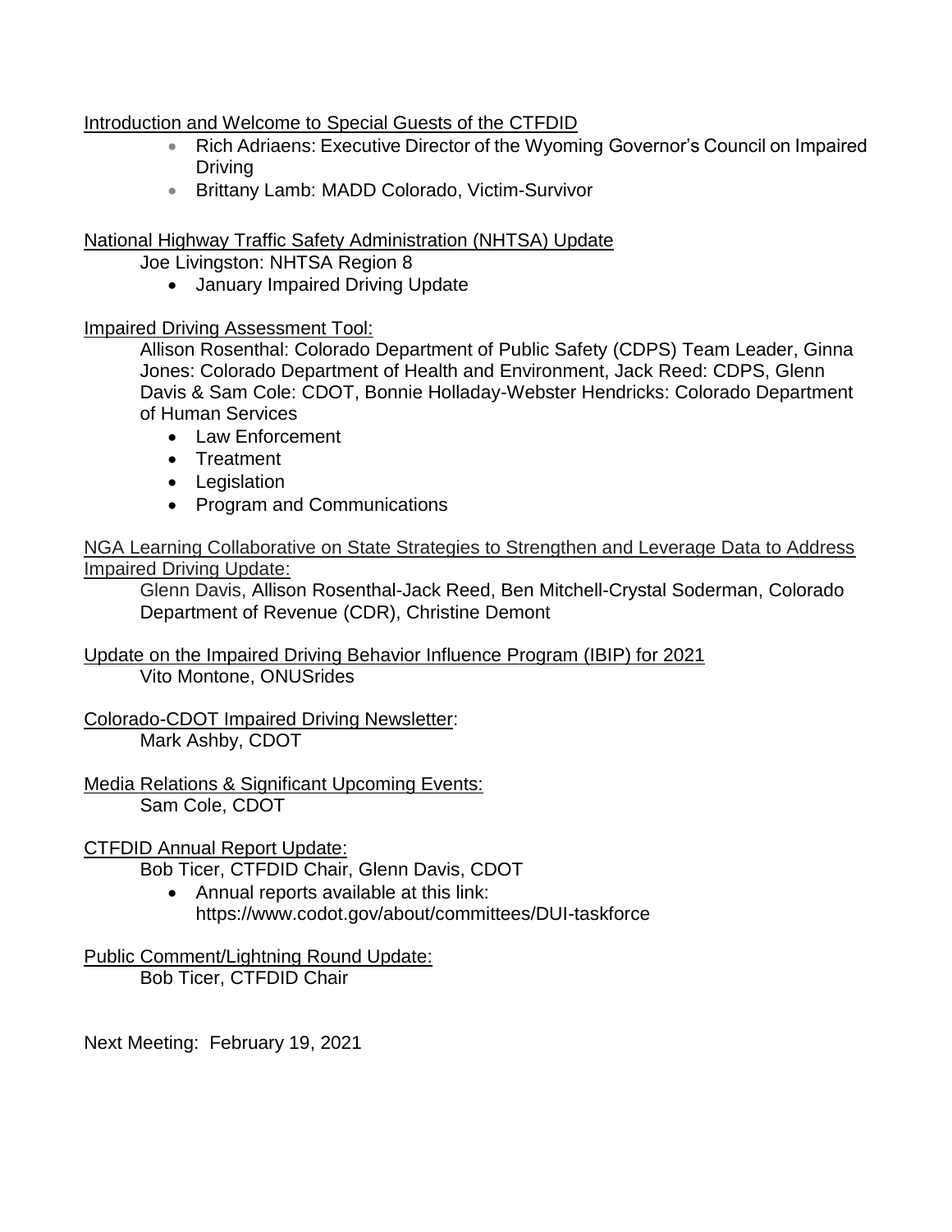Introduction and Welcome to Special Guests of the CTFDID

- Rich Adriaens: Executive Director of the Wyoming Governor's Council on Impaired Driving
- Brittany Lamb: MADD Colorado, Victim-Survivor

National Highway Traffic Safety Administration (NHTSA) Update

Joe Livingston: NHTSA Region 8

- January Impaired Driving Update

Impaired Driving Assessment Tool:

Allison Rosenthal: Colorado Department of Public Safety (CDPS) Team Leader, Ginna Jones: Colorado Department of Health and Environment, Jack Reed: CDPS, Glenn Davis & Sam Cole: CDOT, Bonnie Holladay-Webster Hendricks: Colorado Department of Human Services

- Law Enforcement
- Treatment
- Legislation
- Program and Communications

NGA Learning Collaborative on State Strategies to Strengthen and Leverage Data to Address Impaired Driving Update:

Glenn Davis, Allison Rosenthal-Jack Reed, Ben Mitchell-Crystal Soderman, Colorado Department of Revenue (CDR), Christine Demont

Update on the Impaired Driving Behavior Influence Program (IBIP) for 2021

Vito Montone, ONUSrides

Colorado-CDOT Impaired Driving Newsletter:

Mark Ashby, CDOT

Media Relations & Significant Upcoming Events:

Sam Cole, CDOT

CTFDID Annual Report Update:

Bob Ticer, CTFDID Chair, Glenn Davis, CDOT

- Annual reports available at this link: https://www.codot.gov/about/committees/DUI-taskforce

Public Comment/Lightning Round Update:

Bob Ticer, CTFDID Chair

Next Meeting: February 19, 2021